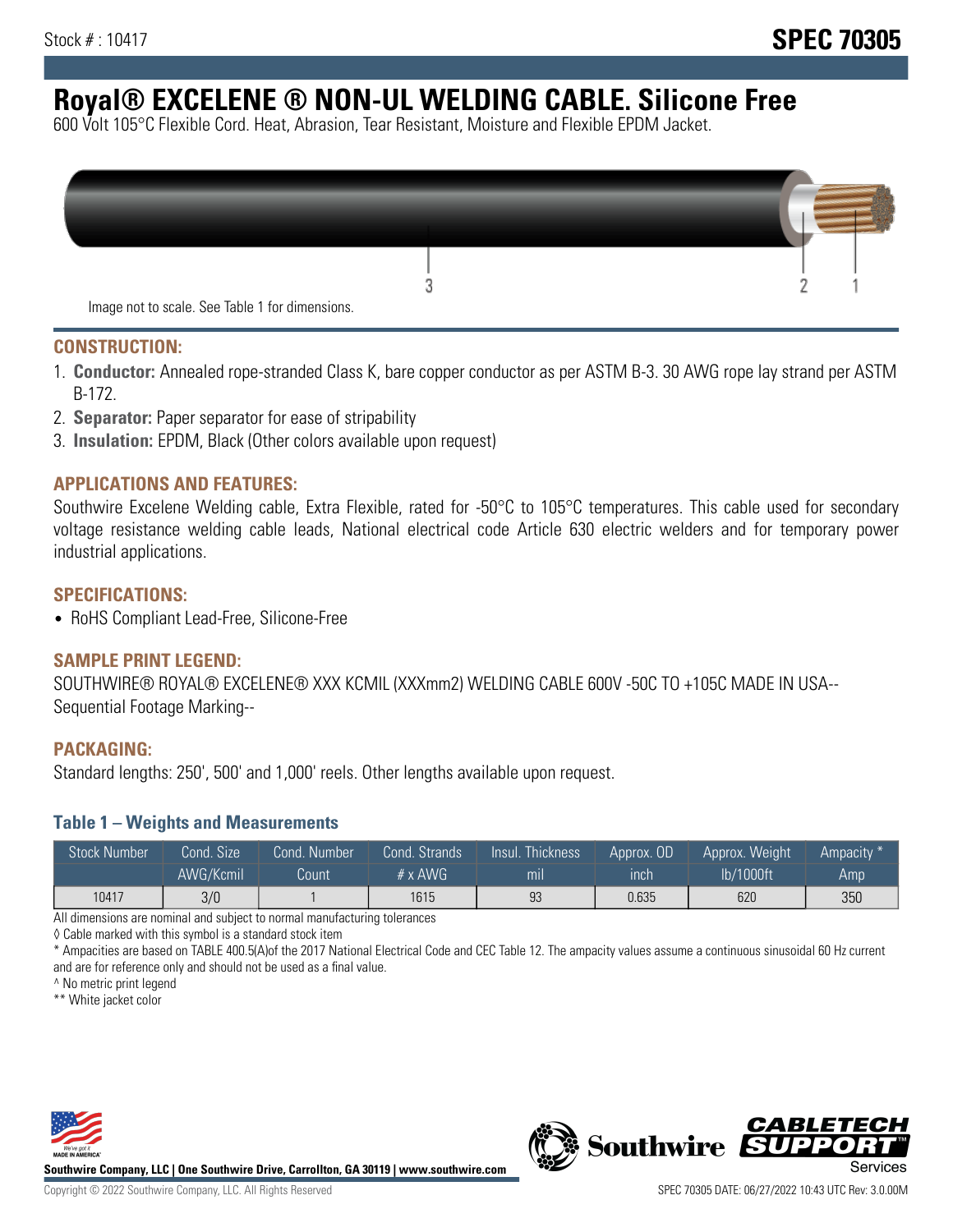Stock # : 10417

# SPEC 70305

# Royal® EXCELENE ® NON-UL WELDING CABLE. Silicone Free

600 Volt 105°C Flexible Cord. Heat, Abrasion, Tear Resistant, Moisture and Flexible EPDM Jacket.

3 2 1

Image not to scale. See Table 1 for dimensions.

## CONSTRUCTION:

1. **Conductor:** Annealed rope-stranded Class K, bare copper conductor as per ASTM B-3. 30 AWG rope lay strand per ASTM B-172.
2. **Separator:** Paper separator for ease of stripability
3. **Insulation:** EPDM, Black (Other colors available upon request)

## APPLICATIONS AND FEATURES:

Southwire Excelene Welding cable, Extra Flexible, rated for -50°C to 105°C temperatures. This cable used for secondary voltage resistance welding cable leads, National electrical code Article 630 electric welders and for temporary power industrial applications.

## SPECIFICATIONS:

- RoHS Compliant Lead-Free, Silicone-Free

## SAMPLE PRINT LEGEND:

SOUTHWIRE® ROYAL® EXCELENE® XXX KCMIL (XXXmm2) WELDING CABLE 600V -50C TO +105C MADE IN USA--Sequential Footage Marking--

## PACKAGING:

Standard lengths: 250', 500' and 1,000' reels. Other lengths available upon request.

### Table 1 – Weights and Measurements

| Stock Number | Cond. Size | Cond. Number | Cond. Strands | Insul. Thickness | Approx. OD | Approx. Weight | Ampacity * |
|---|---|---|---|---|---|---|---|
| | AWG/Kcmil | Count | # x AWG | mil | inch | lb/1000ft | Amp |
| 10417 | 3/0 | 1 | 1615 | 93 | 0.635 | 620 | 350 |

All dimensions are nominal and subject to normal manufacturing tolerances

◊ Cable marked with this symbol is a standard stock item

* Ampacities are based on TABLE 400.5(A)of the 2017 National Electrical Code and CEC Table 12. The ampacity values assume a continuous sinusoidal 60 Hz current and are for reference only and should not be used as a final value.

^ No metric print legend

** White jacket color

Southwire Company, LLC | One Southwire Drive, Carrollton, GA 30119 | www.southwire.com

Copyright © 2022 Southwire Company, LLC. All Rights Reserved

SPEC 70305 DATE: 06/27/2022 10:43 UTC Rev: 3.0.00M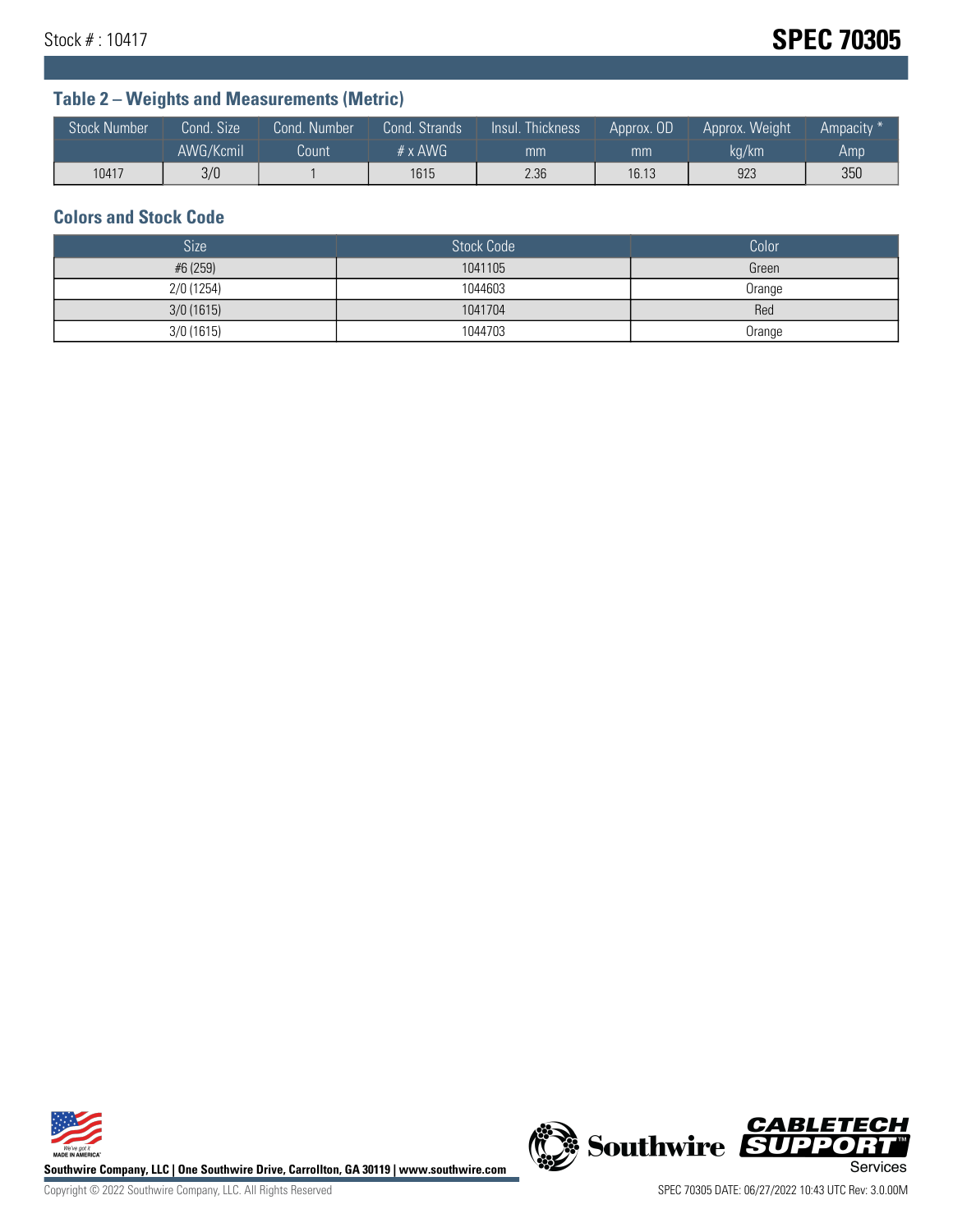## Table 2 – Weights and Measurements (Metric)

| Stock Number | Cond. Size | Cond. Number | Cond. Strands | Insul. Thickness | Approx. OD | Approx. Weight | Ampacity * |
|---|---|---|---|---|---|---|---|
| | AWG/Kcmil | Count | # x AWG | mm | mm | kg/km | Amp |
| 10417 | 3/0 | 1 | 1615 | 2.36 | 16.13 | 923 | 350 |

## Colors and Stock Code

| Size | Stock Code | Color |
|---|---|---|
| #6 (259) | 1041105 | Green |
| 2/0 (1254) | 1044603 | Orange |
| 3/0 (1615) | 1041704 | Red |
| 3/0 (1615) | 1044703 | Orange |

Southwire Company, LLC | One Southwire Drive, Carrollton, GA 30119 | www.southwire.com

Copyright © 2022 Southwire Company, LLC. All Rights Reserved

SPEC 70305 DATE: 06/27/2022 10:43 UTC Rev: 3.0.00M